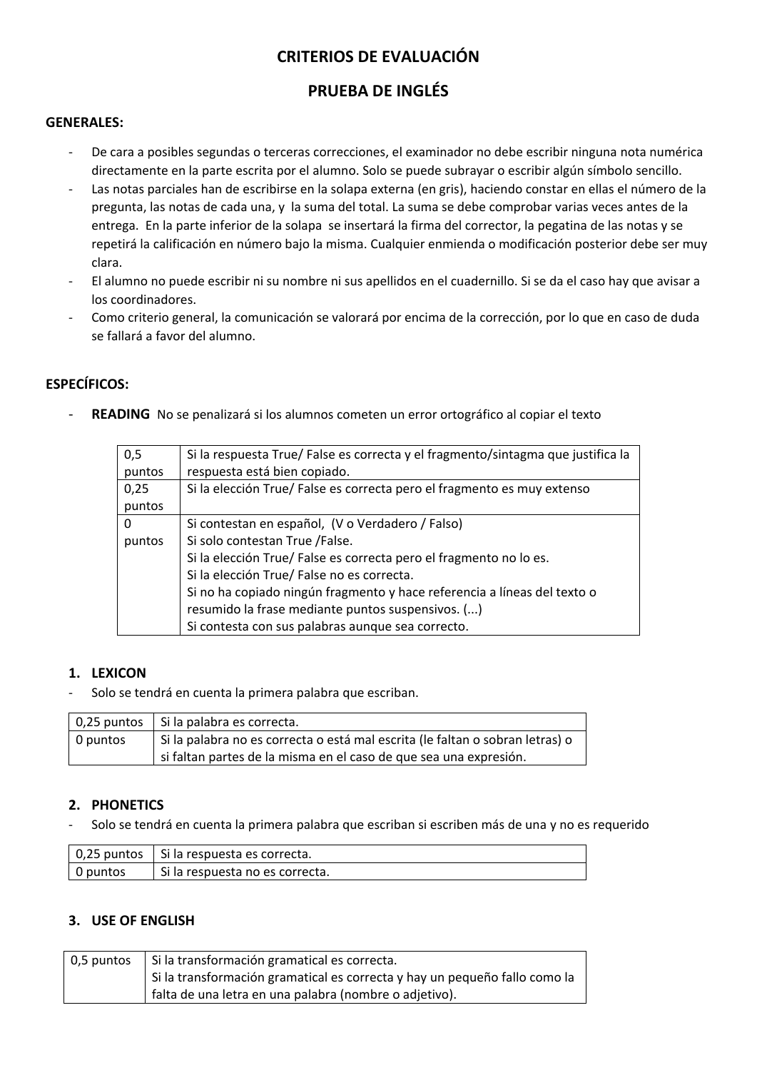# CRITERIOS DE EVALUACIÓN

# PRUEBA DE INGLÉS

**GENERALES:**

- De cara a posibles segundas o terceras correcciones, el examinador no debe escribir ninguna nota numérica directamente en la parte escrita por el alumno. Solo se puede subrayar o escribir algún símbolo sencillo.
- Las notas parciales han de escribirse en la solapa externa (en gris), haciendo constar en ellas el número de la pregunta, las notas de cada una, y la suma del total. La suma se debe comprobar varias veces antes de la entrega. En la parte inferior de la solapa se insertará la firma del corrector, la pegatina de las notas y se repetirá la calificación en número bajo la misma. Cualquier enmienda o modificación posterior debe ser muy clara.
- El alumno no puede escribir ni su nombre ni sus apellidos en el cuadernillo. Si se da el caso hay que avisar a los coordinadores.
- Como criterio general, la comunicación se valorará por encima de la corrección, por lo que en caso de duda se fallará a favor del alumno.

**ESPECÍFICOS:**

- **READING** No se penalizará si los alumnos cometen un error ortográfico al copiar el texto

| Puntos | Criterio |
|---|---|
| 0,5 puntos | Si la respuesta True/ False es correcta y el fragmento/sintagma que justifica la respuesta está bien copiado. |
| 0,25 puntos | Si la elección True/ False es correcta pero el fragmento es muy extenso |
| 0 puntos | Si contestan en español, (V o Verdadero / Falso)<br>Si solo contestan True /False.<br>Si la elección True/ False es correcta pero el fragmento no lo es.<br>Si la elección True/ False no es correcta.<br>Si no ha copiado ningún fragmento y hace referencia a líneas del texto o resumido la frase mediante puntos suspensivos. (...)<br>Si contesta con sus palabras aunque sea correcto. |

## 1. LEXICON

- Solo se tendrá en cuenta la primera palabra que escriban.

| Puntos | Criterio |
|---|---|
| 0,25 puntos | Si la palabra es correcta. |
| 0 puntos | Si la palabra no es correcta o está mal escrita (le faltan o sobran letras) o si faltan partes de la misma en el caso de que sea una expresión. |

## 2. PHONETICS

- Solo se tendrá en cuenta la primera palabra que escriban si escriben más de una y no es requerido

| Puntos | Criterio |
|---|---|
| 0,25 puntos | Si la respuesta es correcta. |
| 0 puntos | Si la respuesta no es correcta. |

## 3. USE OF ENGLISH

| Puntos | Criterio |
|---|---|
| 0,5 puntos | Si la transformación gramatical es correcta.<br>Si la transformación gramatical es correcta y hay un pequeño fallo como la falta de una letra en una palabra (nombre o adjetivo). |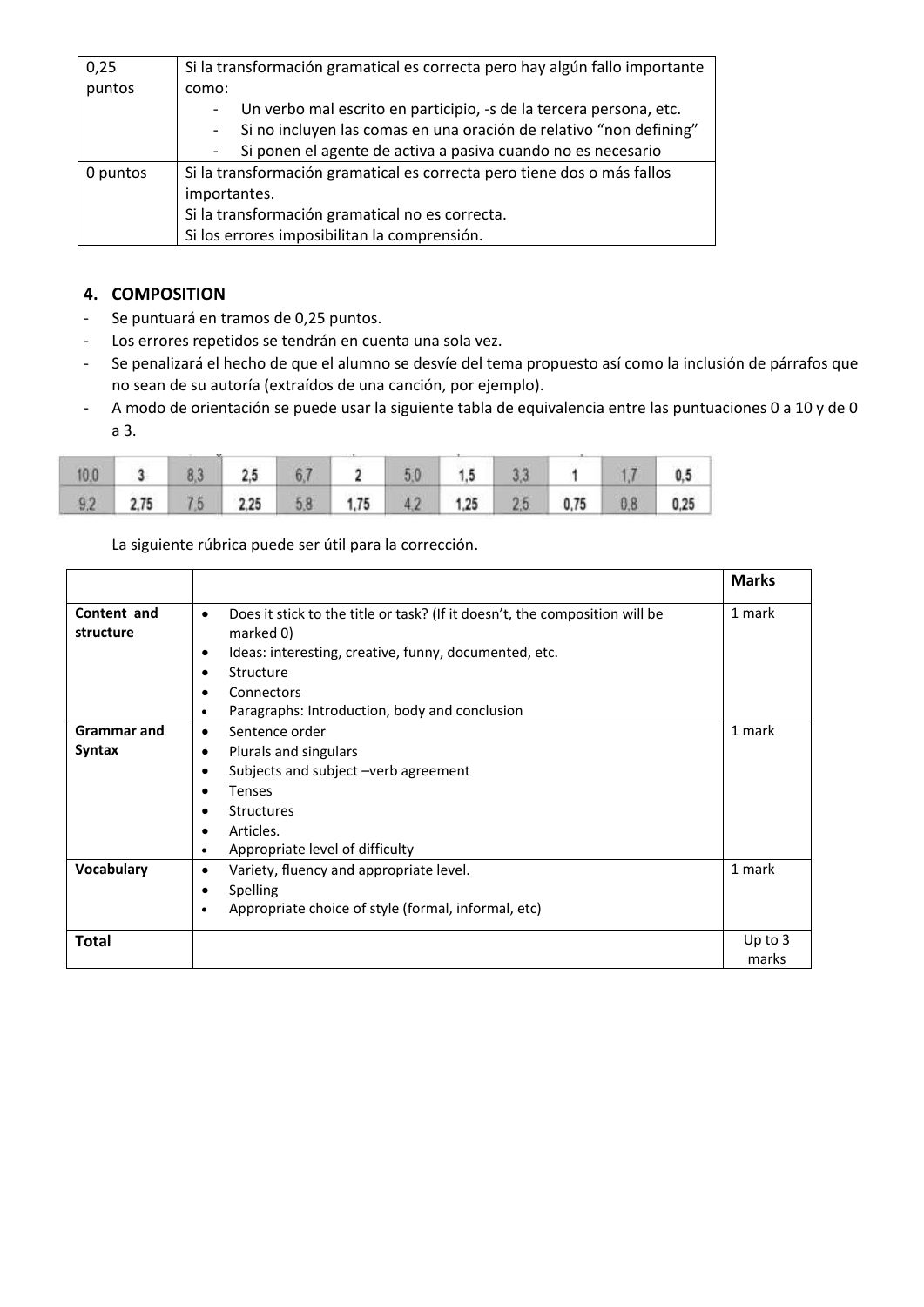| 0,25 puntos | Si la transformación gramatical es correcta pero hay algún fallo importante como:<br>- Un verbo mal escrito en participio, -s de la tercera persona, etc.<br>- Si no incluyen las comas en una oración de relativo "non defining"<br>- Si ponen el agente de activa a pasiva cuando no es necesario |
|---|---|
| 0 puntos | Si la transformación gramatical es correcta pero tiene dos o más fallos importantes.<br>Si la transformación gramatical no es correcta.<br>Si los errores imposibilitan la comprensión. |

### 4. COMPOSITION

- Se puntuará en tramos de 0,25 puntos.
- Los errores repetidos se tendrán en cuenta una sola vez.
- Se penalizará el hecho de que el alumno se desvíe del tema propuesto así como la inclusión de párrafos que no sean de su autoría (extraídos de una canción, por ejemplo).
- A modo de orientación se puede usar la siguiente tabla de equivalencia entre las puntuaciones 0 a 10 y de 0 a 3.

| 10,0 | 3 | 8,3 | 2,5 | 6,7 | 2 | 5,0 | 1,5 | 3,3 | 1 | 1,7 | 0,5 |
|---|---|---|---|---|---|---|---|---|---|---|---|
| 9,2 | 2,75 | 7,5 | 2,25 | 5,8 | 1,75 | 4,2 | 1,25 | 2,5 | 0,75 | 0,8 | 0,25 |

La siguiente rúbrica puede ser útil para la corrección.

| | | Marks |
|---|---|---|
| **Content and structure** | • Does it stick to the title or task? (If it doesn't, the composition will be marked 0)<br>• Ideas: interesting, creative, funny, documented, etc.<br>• Structure<br>• Connectors<br>• Paragraphs: Introduction, body and conclusion | 1 mark |
| **Grammar and Syntax** | • Sentence order<br>• Plurals and singulars<br>• Subjects and subject –verb agreement<br>• Tenses<br>• Structures<br>• Articles.<br>• Appropriate level of difficulty | 1 mark |
| **Vocabulary** | • Variety, fluency and appropriate level.<br>• Spelling<br>• Appropriate choice of style (formal, informal, etc) | 1 mark |
| **Total** | | Up to 3 marks |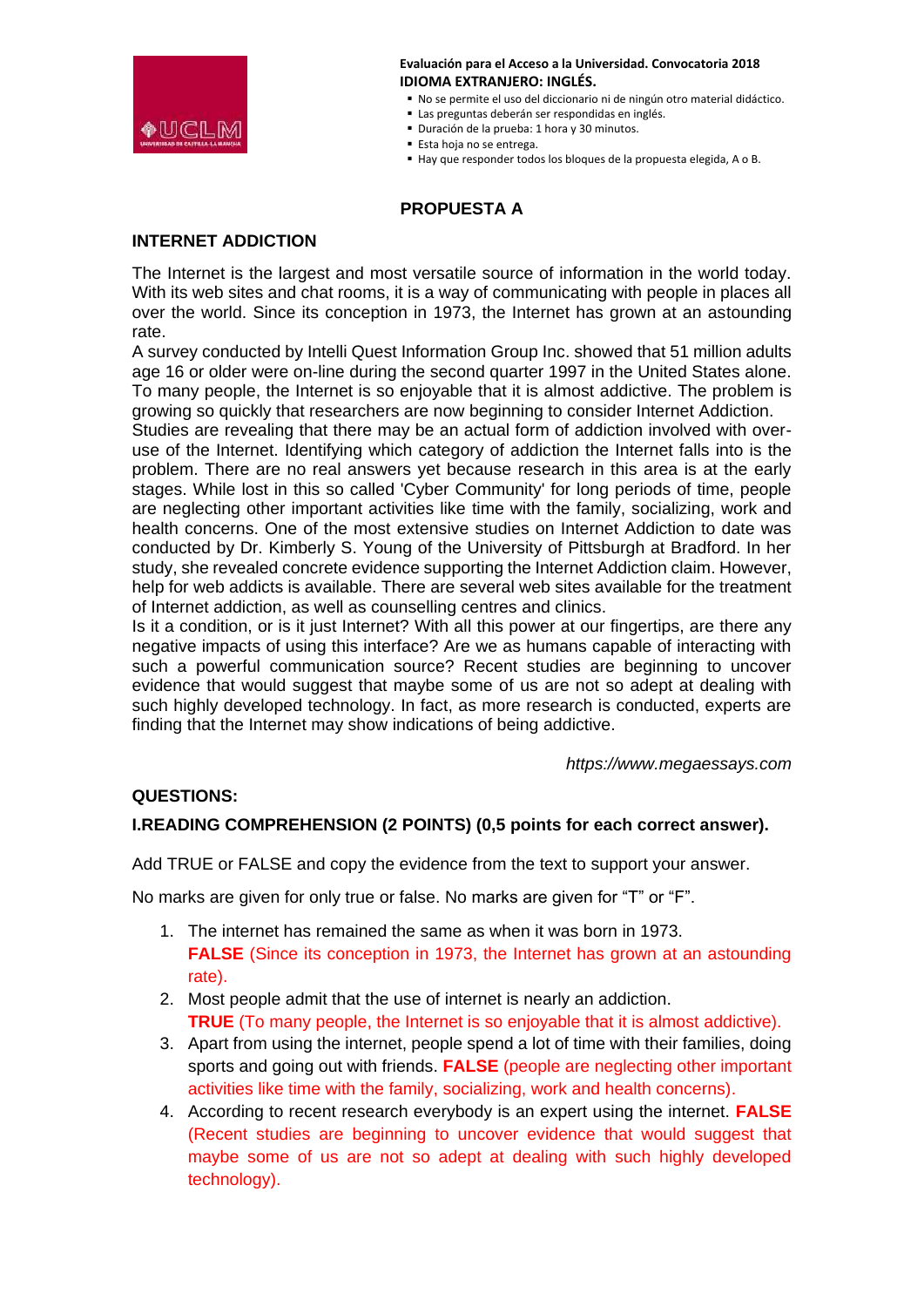**Evaluación para el Acceso a la Universidad. Convocatoria 2018**
**IDIOMA EXTRANJERO: INGLÉS.**

- No se permite el uso del diccionario ni de ningún otro material didáctico.
- Las preguntas deberán ser respondidas en inglés.
- Duración de la prueba: 1 hora y 30 minutos.
- Esta hoja no se entrega.
- Hay que responder todos los bloques de la propuesta elegida, A o B.

## PROPUESTA A

### INTERNET ADDICTION

The Internet is the largest and most versatile source of information in the world today. With its web sites and chat rooms, it is a way of communicating with people in places all over the world. Since its conception in 1973, the Internet has grown at an astounding rate.
A survey conducted by Intelli Quest Information Group Inc. showed that 51 million adults age 16 or older were on-line during the second quarter 1997 in the United States alone. To many people, the Internet is so enjoyable that it is almost addictive. The problem is growing so quickly that researchers are now beginning to consider Internet Addiction.
Studies are revealing that there may be an actual form of addiction involved with over-use of the Internet. Identifying which category of addiction the Internet falls into is the problem. There are no real answers yet because research in this area is at the early stages. While lost in this so called 'Cyber Community' for long periods of time, people are neglecting other important activities like time with the family, socializing, work and health concerns. One of the most extensive studies on Internet Addiction to date was conducted by Dr. Kimberly S. Young of the University of Pittsburgh at Bradford. In her study, she revealed concrete evidence supporting the Internet Addiction claim. However, help for web addicts is available. There are several web sites available for the treatment of Internet addiction, as well as counselling centres and clinics.
Is it a condition, or is it just Internet? With all this power at our fingertips, are there any negative impacts of using this interface? Are we as humans capable of interacting with such a powerful communication source? Recent studies are beginning to uncover evidence that would suggest that maybe some of us are not so adept at dealing with such highly developed technology. In fact, as more research is conducted, experts are finding that the Internet may show indications of being addictive.

*https://www.megaessays.com*

### QUESTIONS:

**I.READING COMPREHENSION (2 POINTS) (0,5 points for each correct answer).**

Add TRUE or FALSE and copy the evidence from the text to support your answer.

No marks are given for only true or false. No marks are given for "T" or "F".

1. The internet has remained the same as when it was born in 1973.
   **FALSE** (Since its conception in 1973, the Internet has grown at an astounding rate).
2. Most people admit that the use of internet is nearly an addiction.
   **TRUE** (To many people, the Internet is so enjoyable that it is almost addictive).
3. Apart from using the internet, people spend a lot of time with their families, doing sports and going out with friends. **FALSE** (people are neglecting other important activities like time with the family, socializing, work and health concerns).
4. According to recent research everybody is an expert using the internet. **FALSE** (Recent studies are beginning to uncover evidence that would suggest that maybe some of us are not so adept at dealing with such highly developed technology).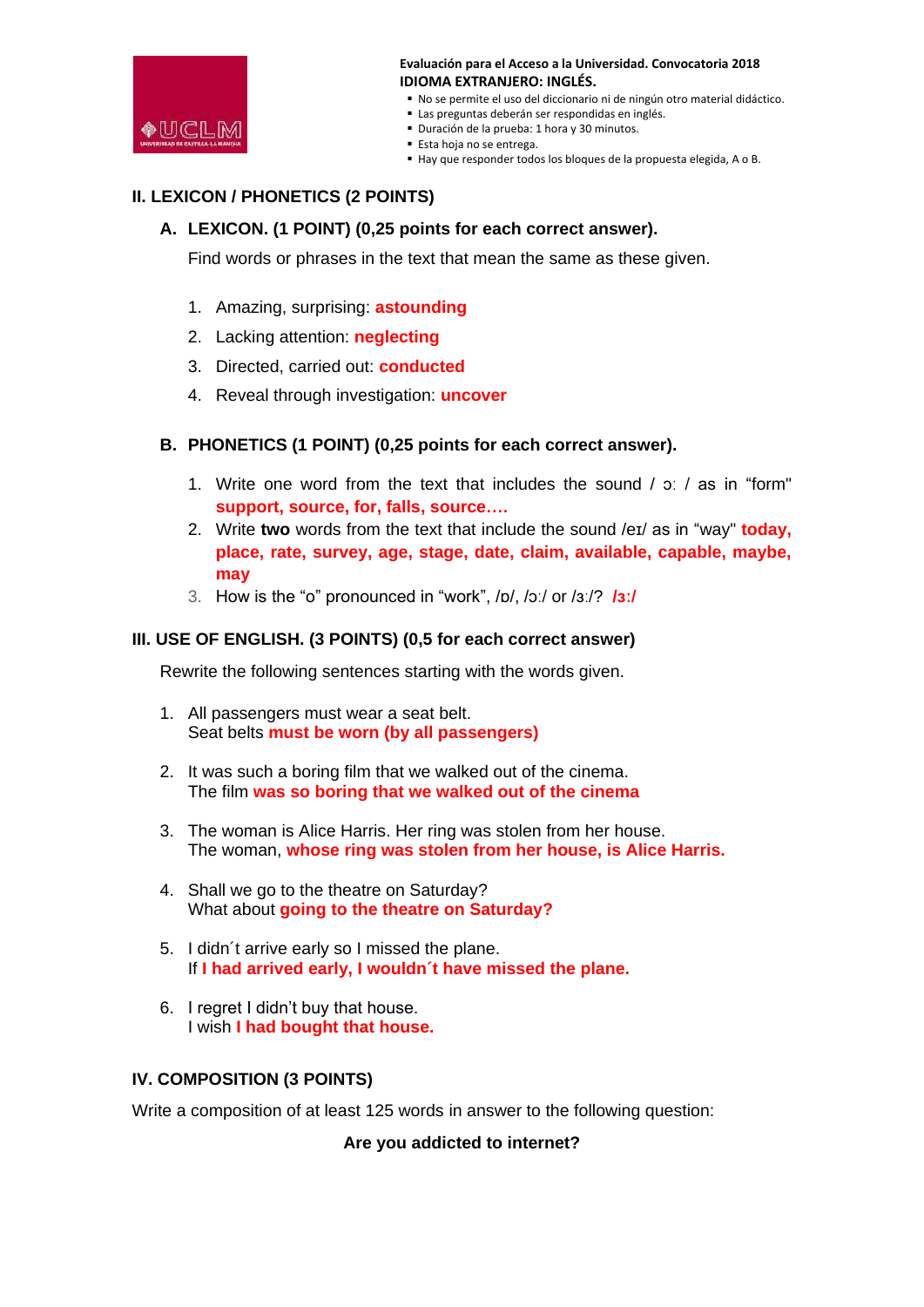**Evaluación para el Acceso a la Universidad. Convocatoria 2018**
**IDIOMA EXTRANJERO: INGLÉS.**

- No se permite el uso del diccionario ni de ningún otro material didáctico.
- Las preguntas deberán ser respondidas en inglés.
- Duración de la prueba: 1 hora y 30 minutos.
- Esta hoja no se entrega.
- Hay que responder todos los bloques de la propuesta elegida, A o B.

## II. LEXICON / PHONETICS (2 POINTS)

### A. LEXICON. (1 POINT) (0,25 points for each correct answer).

Find words or phrases in the text that mean the same as these given.

1. Amazing, surprising: **astounding**
2. Lacking attention: **neglecting**
3. Directed, carried out: **conducted**
4. Reveal through investigation: **uncover**

### B. PHONETICS (1 POINT) (0,25 points for each correct answer).

1. Write one word from the text that includes the sound / ɔː / as in "form" **support, source, for, falls, source….**
2. Write **two** words from the text that include the sound /eɪ/ as in "way" **today, place, rate, survey, age, stage, date, claim, available, capable, maybe, may**
3. How is the "o" pronounced in "work", /ɒ/, /ɔː/ or /ɜː/? **/ɜː/**

## III. USE OF ENGLISH. (3 POINTS) (0,5 for each correct answer)

Rewrite the following sentences starting with the words given.

1. All passengers must wear a seat belt.
   Seat belts **must be worn (by all passengers)**

2. It was such a boring film that we walked out of the cinema.
   The film **was so boring that we walked out of the cinema**

3. The woman is Alice Harris. Her ring was stolen from her house.
   The woman, **whose ring was stolen from her house, is Alice Harris.**

4. Shall we go to the theatre on Saturday?
   What about **going to the theatre on Saturday?**

5. I didn´t arrive early so I missed the plane.
   If **I had arrived early, I wouldn´t have missed the plane.**

6. I regret I didn't buy that house.
   I wish **I had bought that house.**

## IV. COMPOSITION (3 POINTS)

Write a composition of at least 125 words in answer to the following question:

**Are you addicted to internet?**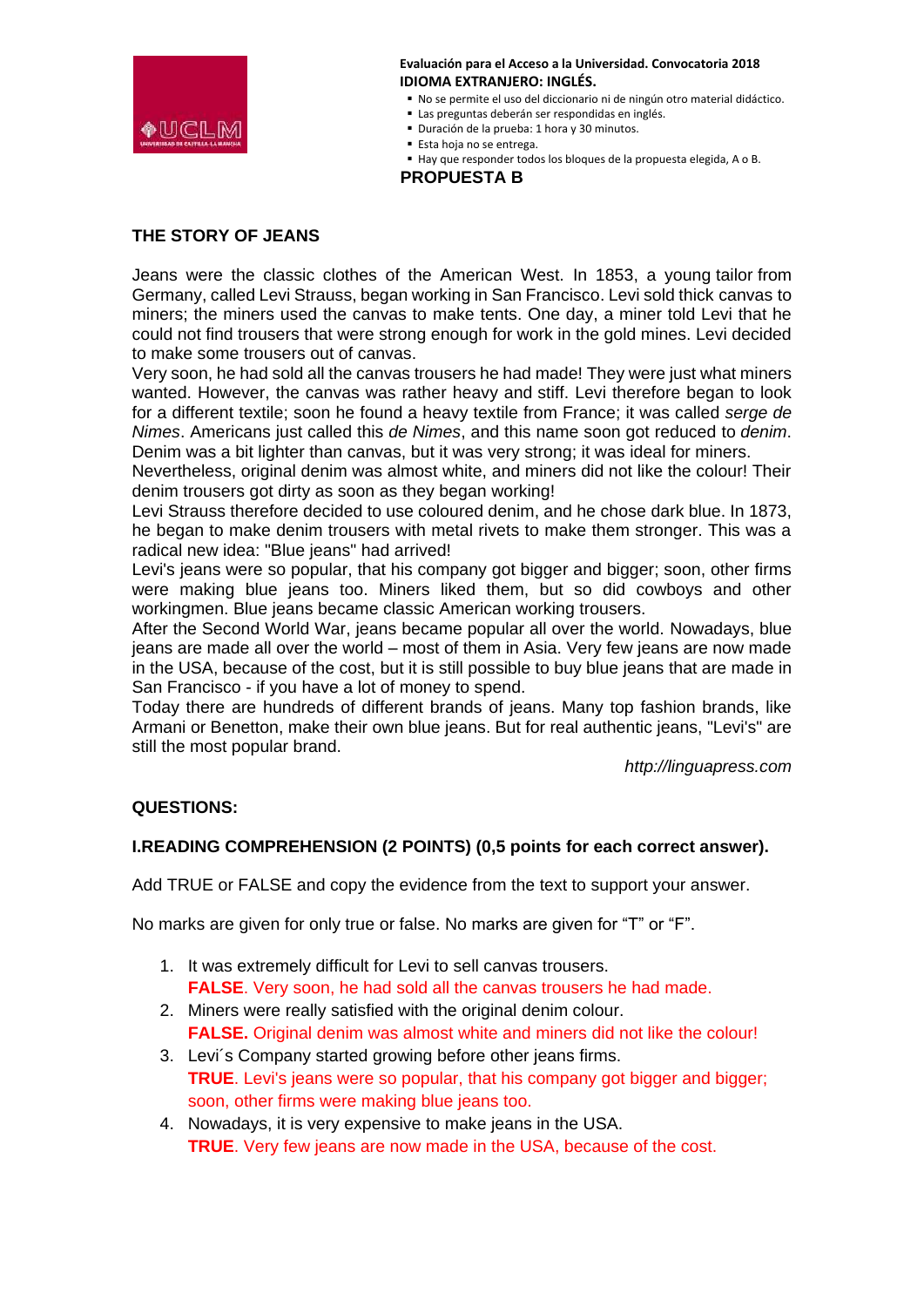**Evaluación para el Acceso a la Universidad. Convocatoria 2018**
**IDIOMA EXTRANJERO: INGLÉS.**

- No se permite el uso del diccionario ni de ningún otro material didáctico.
- Las preguntas deberán ser respondidas en inglés.
- Duración de la prueba: 1 hora y 30 minutos.
- Esta hoja no se entrega.
- Hay que responder todos los bloques de la propuesta elegida, A o B.

**PROPUESTA B**

## THE STORY OF JEANS

Jeans were the classic clothes of the American West. In 1853, a young tailor from Germany, called Levi Strauss, began working in San Francisco. Levi sold thick canvas to miners; the miners used the canvas to make tents. One day, a miner told Levi that he could not find trousers that were strong enough for work in the gold mines. Levi decided to make some trousers out of canvas.

Very soon, he had sold all the canvas trousers he had made! They were just what miners wanted. However, the canvas was rather heavy and stiff. Levi therefore began to look for a different textile; soon he found a heavy textile from France; it was called *serge de Nimes*. Americans just called this *de Nimes*, and this name soon got reduced to *denim*. Denim was a bit lighter than canvas, but it was very strong; it was ideal for miners.

Nevertheless, original denim was almost white, and miners did not like the colour! Their denim trousers got dirty as soon as they began working!

Levi Strauss therefore decided to use coloured denim, and he chose dark blue. In 1873, he began to make denim trousers with metal rivets to make them stronger. This was a radical new idea: "Blue jeans" had arrived!

Levi's jeans were so popular, that his company got bigger and bigger; soon, other firms were making blue jeans too. Miners liked them, but so did cowboys and other workingmen. Blue jeans became classic American working trousers.

After the Second World War, jeans became popular all over the world. Nowadays, blue jeans are made all over the world – most of them in Asia. Very few jeans are now made in the USA, because of the cost, but it is still possible to buy blue jeans that are made in San Francisco - if you have a lot of money to spend.

Today there are hundreds of different brands of jeans. Many top fashion brands, like Armani or Benetton, make their own blue jeans. But for real authentic jeans, "Levi's" are still the most popular brand.

*http://linguapress.com*

## QUESTIONS:

### I.READING COMPREHENSION (2 POINTS) (0,5 points for each correct answer).

Add TRUE or FALSE and copy the evidence from the text to support your answer.

No marks are given for only true or false. No marks are given for "T" or "F".

1. It was extremely difficult for Levi to sell canvas trousers.
   **FALSE**. Very soon, he had sold all the canvas trousers he had made.
2. Miners were really satisfied with the original denim colour.
   **FALSE.** Original denim was almost white and miners did not like the colour!
3. Levi´s Company started growing before other jeans firms.
   **TRUE**. Levi's jeans were so popular, that his company got bigger and bigger; soon, other firms were making blue jeans too.
4. Nowadays, it is very expensive to make jeans in the USA.
   **TRUE**. Very few jeans are now made in the USA, because of the cost.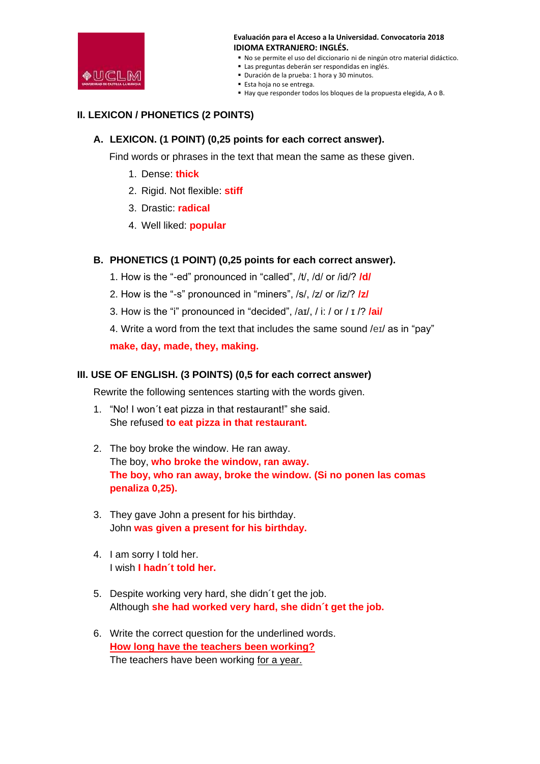**Evaluación para el Acceso a la Universidad. Convocatoria 2018**
**IDIOMA EXTRANJERO: INGLÉS.**

- No se permite el uso del diccionario ni de ningún otro material didáctico.
- Las preguntas deberán ser respondidas en inglés.
- Duración de la prueba: 1 hora y 30 minutos.
- Esta hoja no se entrega.
- Hay que responder todos los bloques de la propuesta elegida, A o B.

## II. LEXICON / PHONETICS (2 POINTS)

### A. LEXICON. (1 POINT) (0,25 points for each correct answer).

Find words or phrases in the text that mean the same as these given.

1. Dense: **thick**
2. Rigid. Not flexible: **stiff**
3. Drastic: **radical**
4. Well liked: **popular**

### B. PHONETICS (1 POINT) (0,25 points for each correct answer).

1. How is the "-ed" pronounced in "called", /t/, /d/ or /id/? **/d/**
2. How is the "-s" pronounced in "miners", /s/, /z/ or /iz/? **/z/**
3. How is the "i" pronounced in "decided", /aɪ/, / i: / or / ɪ /? **/ai/**
4. Write a word from the text that includes the same sound /eɪ/ as in "pay"

**make, day, made, they, making.**

## III. USE OF ENGLISH. (3 POINTS) (0,5 for each correct answer)

Rewrite the following sentences starting with the words given.

1. "No! I won´t eat pizza in that restaurant!" she said.
   She refused **to eat pizza in that restaurant.**

2. The boy broke the window. He ran away.
   The boy, **who broke the window, ran away.**
   **The boy, who ran away, broke the window. (Si no ponen las comas penaliza 0,25).**

3. They gave John a present for his birthday.
   John **was given a present for his birthday.**

4. I am sorry I told her.
   I wish **I hadn´t told her.**

5. Despite working very hard, she didn´t get the job.
   Although **she had worked very hard, she didn´t get the job.**

6. Write the correct question for the underlined words.
   **How long have the teachers been working?**
   The teachers have been working for a year.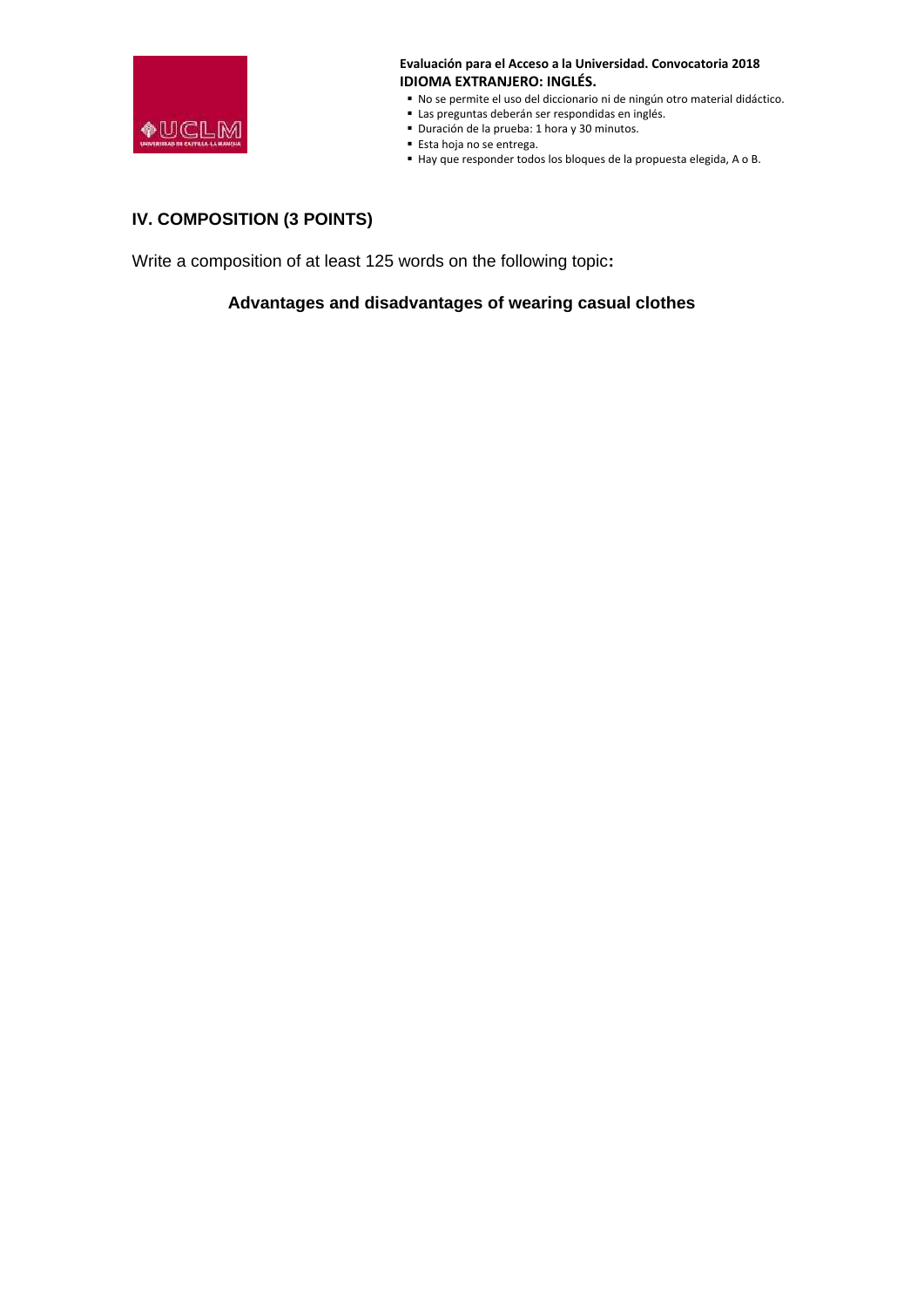**Evaluación para el Acceso a la Universidad. Convocatoria 2018**
**IDIOMA EXTRANJERO: INGLÉS.**

- No se permite el uso del diccionario ni de ningún otro material didáctico.
- Las preguntas deberán ser respondidas en inglés.
- Duración de la prueba: 1 hora y 30 minutos.
- Esta hoja no se entrega.
- Hay que responder todos los bloques de la propuesta elegida, A o B.

## IV. COMPOSITION (3 POINTS)

Write a composition of at least 125 words on the following topic**:**

**Advantages and disadvantages of wearing casual clothes**